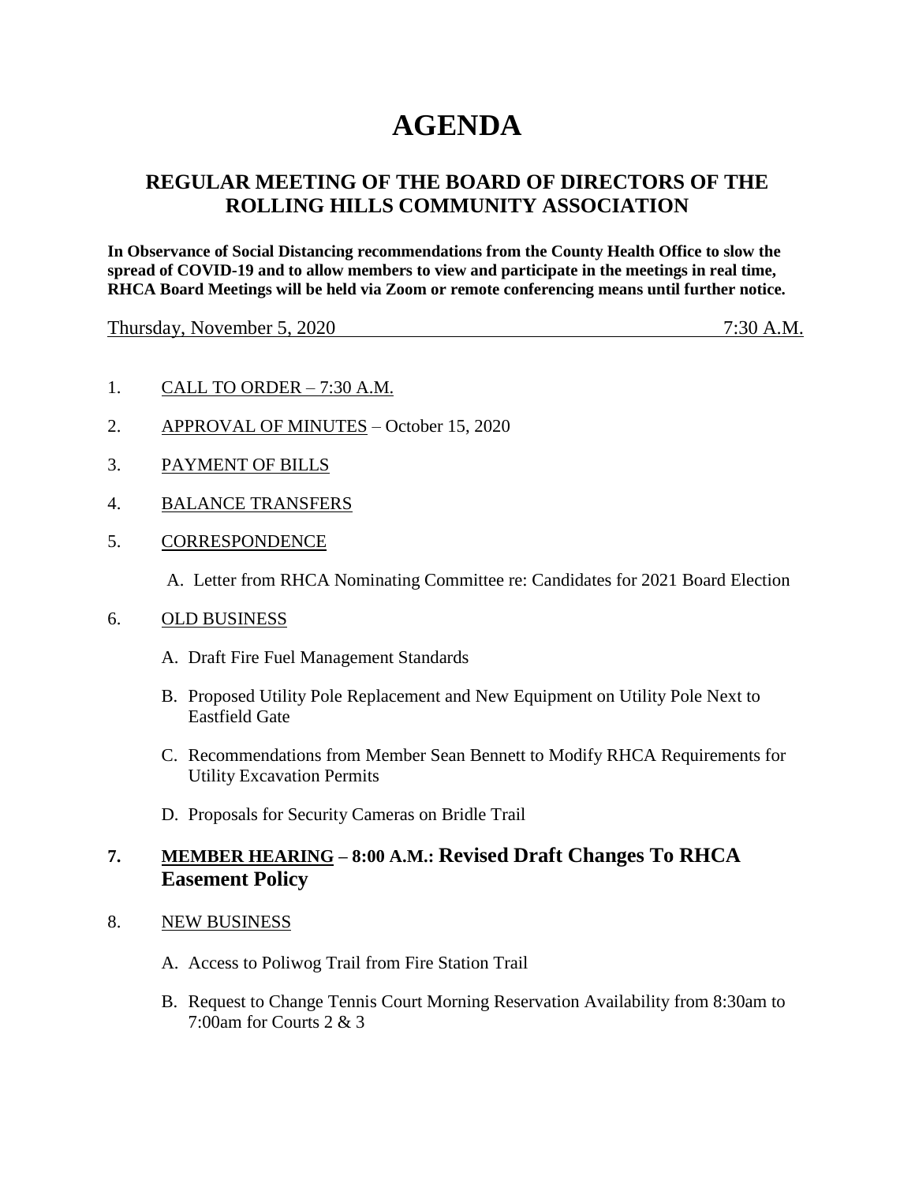# AGENDA

## REGULAR MEETING OF THE BOARD OF DIRECTORS OF THE ROLLING HILLS COMMUNITY ASSOCIATION

**In Observance of Social Distancing recommendations from the County Health Office to slow the spread of COVID-19 and to allow members to view and participate in the meetings in real time, RHCA Board Meetings will be held via Zoom or remote conferencing means until further notice.**

Thursday, November 5, 2020 — 7:30 A.M.

1. CALL TO ORDER – 7:30 A.M.

2. APPROVAL OF MINUTES – October 15, 2020

3. PAYMENT OF BILLS

4. BALANCE TRANSFERS

5. CORRESPONDENCE

   A. Letter from RHCA Nominating Committee re: Candidates for 2021 Board Election

6. OLD BUSINESS

   A. Draft Fire Fuel Management Standards

   B. Proposed Utility Pole Replacement and New Equipment on Utility Pole Next to Eastfield Gate

   C. Recommendations from Member Sean Bennett to Modify RHCA Requirements for Utility Excavation Permits

   D. Proposals for Security Cameras on Bridle Trail

7. **MEMBER HEARING – 8:00 A.M.: Revised Draft Changes To RHCA Easement Policy**

8. NEW BUSINESS

   A. Access to Poliwog Trail from Fire Station Trail

   B. Request to Change Tennis Court Morning Reservation Availability from 8:30am to 7:00am for Courts 2 & 3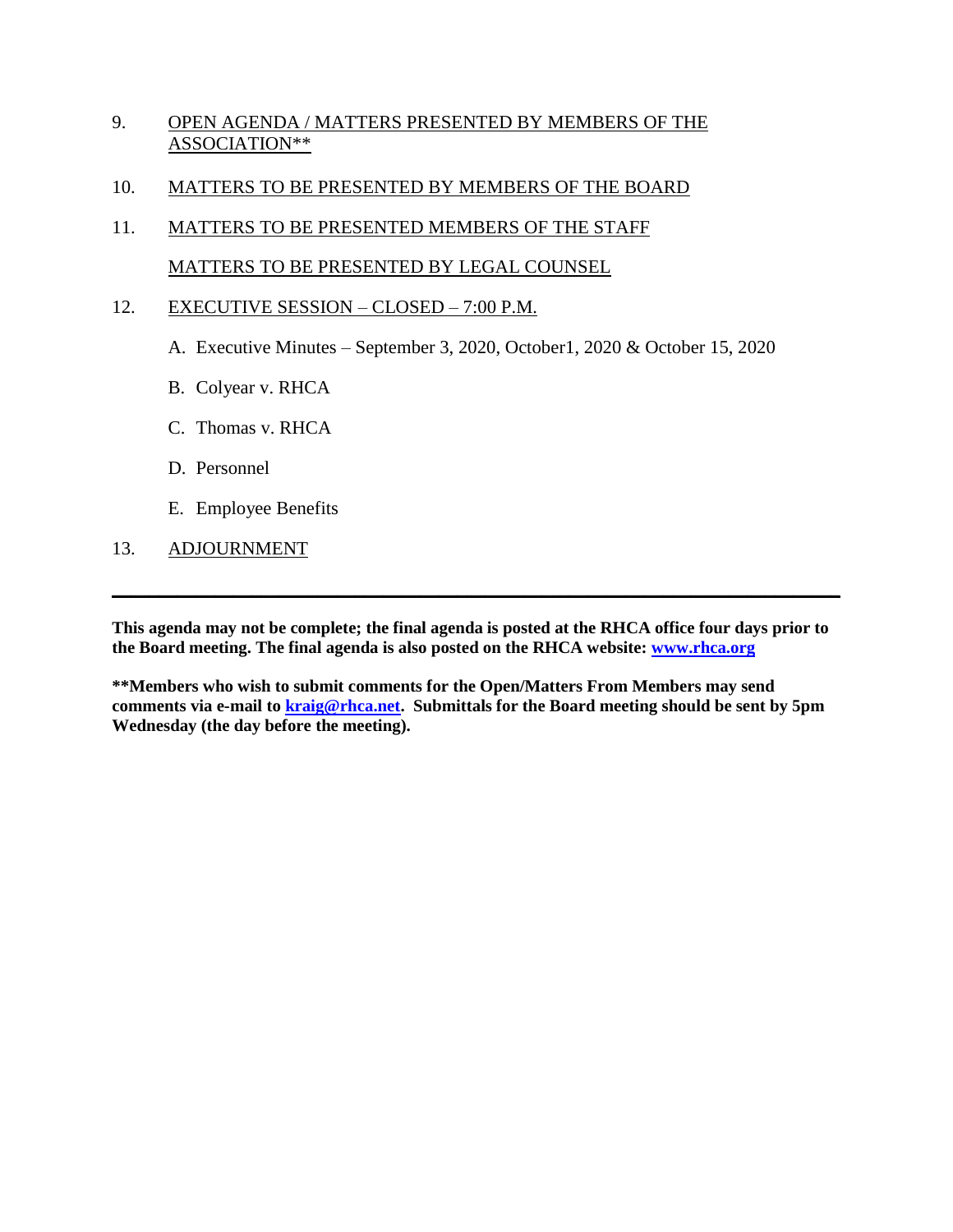9. <u>OPEN AGENDA / MATTERS PRESENTED BY MEMBERS OF THE ASSOCIATION**</u>

10. <u>MATTERS TO BE PRESENTED BY MEMBERS OF THE BOARD</u>

11. <u>MATTERS TO BE PRESENTED MEMBERS OF THE STAFF</u>

    <u>MATTERS TO BE PRESENTED BY LEGAL COUNSEL</u>

12. <u>EXECUTIVE SESSION – CLOSED – 7:00 P.M.</u>

    A. Executive Minutes – September 3, 2020, October1, 2020 & October 15, 2020

    B. Colyear v. RHCA

    C. Thomas v. RHCA

    D. Personnel

    E. Employee Benefits

13. <u>ADJOURNMENT</u>

---

**This agenda may not be complete; the final agenda is posted at the RHCA office four days prior to the Board meeting. The final agenda is also posted on the RHCA website: [www.rhca.org](http://www.rhca.org)**

****Members who wish to submit comments for the Open/Matters From Members may send comments via e-mail to [kraig@rhca.net](mailto:kraig@rhca.net). Submittals for the Board meeting should be sent by 5pm Wednesday (the day before the meeting).**